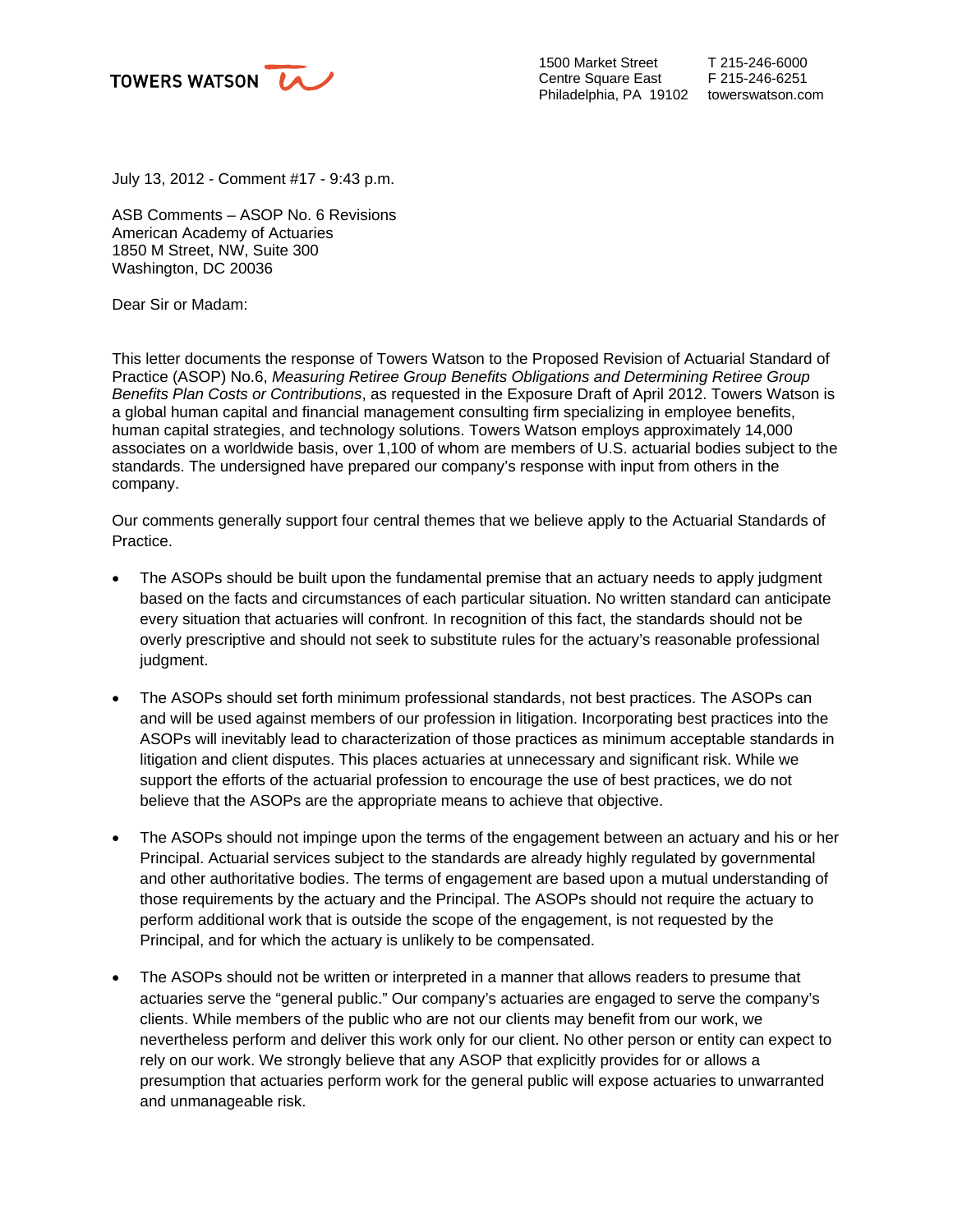TOWERS WATSON

1500 Market Street
Centre Square East
Philadelphia, PA 19102

T 215-246-6000
F 215-246-6251
towerswatson.com

July 13, 2012 - Comment #17 - 9:43 p.m.

ASB Comments – ASOP No. 6 Revisions
American Academy of Actuaries
1850 M Street, NW, Suite 300
Washington, DC 20036

Dear Sir or Madam:

This letter documents the response of Towers Watson to the Proposed Revision of Actuarial Standard of Practice (ASOP) No.6, *Measuring Retiree Group Benefits Obligations and Determining Retiree Group Benefits Plan Costs or Contributions*, as requested in the Exposure Draft of April 2012. Towers Watson is a global human capital and financial management consulting firm specializing in employee benefits, human capital strategies, and technology solutions. Towers Watson employs approximately 14,000 associates on a worldwide basis, over 1,100 of whom are members of U.S. actuarial bodies subject to the standards. The undersigned have prepared our company's response with input from others in the company.

Our comments generally support four central themes that we believe apply to the Actuarial Standards of Practice.

- The ASOPs should be built upon the fundamental premise that an actuary needs to apply judgment based on the facts and circumstances of each particular situation. No written standard can anticipate every situation that actuaries will confront. In recognition of this fact, the standards should not be overly prescriptive and should not seek to substitute rules for the actuary's reasonable professional judgment.

- The ASOPs should set forth minimum professional standards, not best practices. The ASOPs can and will be used against members of our profession in litigation. Incorporating best practices into the ASOPs will inevitably lead to characterization of those practices as minimum acceptable standards in litigation and client disputes. This places actuaries at unnecessary and significant risk. While we support the efforts of the actuarial profession to encourage the use of best practices, we do not believe that the ASOPs are the appropriate means to achieve that objective.

- The ASOPs should not impinge upon the terms of the engagement between an actuary and his or her Principal. Actuarial services subject to the standards are already highly regulated by governmental and other authoritative bodies. The terms of engagement are based upon a mutual understanding of those requirements by the actuary and the Principal. The ASOPs should not require the actuary to perform additional work that is outside the scope of the engagement, is not requested by the Principal, and for which the actuary is unlikely to be compensated.

- The ASOPs should not be written or interpreted in a manner that allows readers to presume that actuaries serve the "general public." Our company's actuaries are engaged to serve the company's clients. While members of the public who are not our clients may benefit from our work, we nevertheless perform and deliver this work only for our client. No other person or entity can expect to rely on our work. We strongly believe that any ASOP that explicitly provides for or allows a presumption that actuaries perform work for the general public will expose actuaries to unwarranted and unmanageable risk.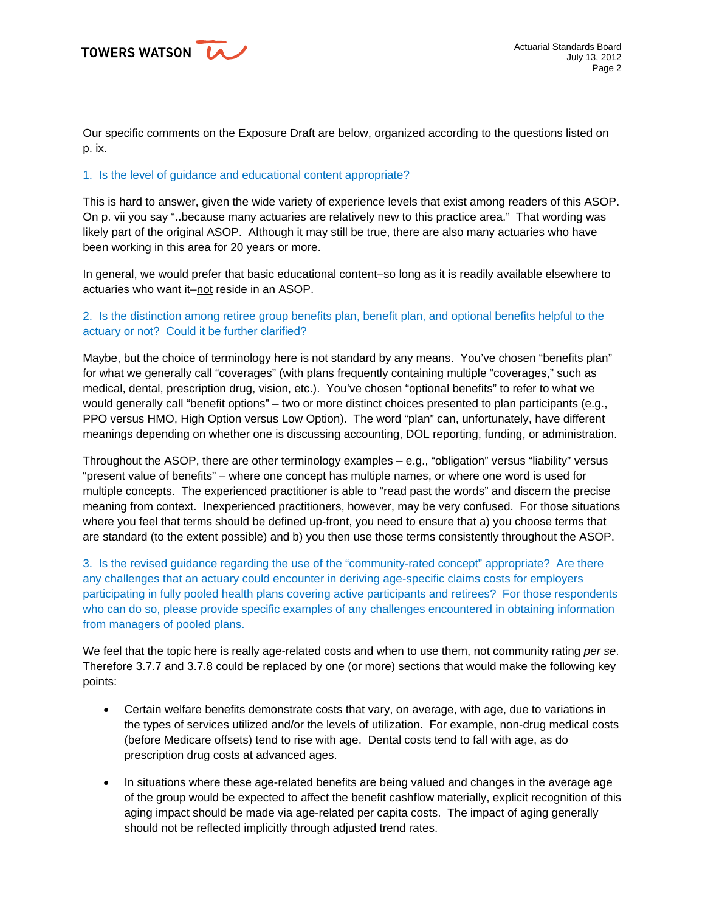Our specific comments on the Exposure Draft are below, organized according to the questions listed on p. ix.

1. Is the level of guidance and educational content appropriate?

This is hard to answer, given the wide variety of experience levels that exist among readers of this ASOP. On p. vii you say "..because many actuaries are relatively new to this practice area." That wording was likely part of the original ASOP. Although it may still be true, there are also many actuaries who have been working in this area for 20 years or more.

In general, we would prefer that basic educational content–so long as it is readily available elsewhere to actuaries who want it–<u>not</u> reside in an ASOP.

2. Is the distinction among retiree group benefits plan, benefit plan, and optional benefits helpful to the actuary or not? Could it be further clarified?

Maybe, but the choice of terminology here is not standard by any means. You've chosen "benefits plan" for what we generally call "coverages" (with plans frequently containing multiple "coverages," such as medical, dental, prescription drug, vision, etc.). You've chosen "optional benefits" to refer to what we would generally call "benefit options" – two or more distinct choices presented to plan participants (e.g., PPO versus HMO, High Option versus Low Option). The word "plan" can, unfortunately, have different meanings depending on whether one is discussing accounting, DOL reporting, funding, or administration.

Throughout the ASOP, there are other terminology examples – e.g., "obligation" versus "liability" versus "present value of benefits" – where one concept has multiple names, or where one word is used for multiple concepts. The experienced practitioner is able to "read past the words" and discern the precise meaning from context. Inexperienced practitioners, however, may be very confused. For those situations where you feel that terms should be defined up-front, you need to ensure that a) you choose terms that are standard (to the extent possible) and b) you then use those terms consistently throughout the ASOP.

3. Is the revised guidance regarding the use of the "community-rated concept" appropriate? Are there any challenges that an actuary could encounter in deriving age-specific claims costs for employers participating in fully pooled health plans covering active participants and retirees? For those respondents who can do so, please provide specific examples of any challenges encountered in obtaining information from managers of pooled plans.

We feel that the topic here is really <u>age-related costs and when to use them</u>, not community rating *per se*. Therefore 3.7.7 and 3.7.8 could be replaced by one (or more) sections that would make the following key points:

- Certain welfare benefits demonstrate costs that vary, on average, with age, due to variations in the types of services utilized and/or the levels of utilization. For example, non-drug medical costs (before Medicare offsets) tend to rise with age. Dental costs tend to fall with age, as do prescription drug costs at advanced ages.

- In situations where these age-related benefits are being valued and changes in the average age of the group would be expected to affect the benefit cashflow materially, explicit recognition of this aging impact should be made via age-related per capita costs. The impact of aging generally should <u>not</u> be reflected implicitly through adjusted trend rates.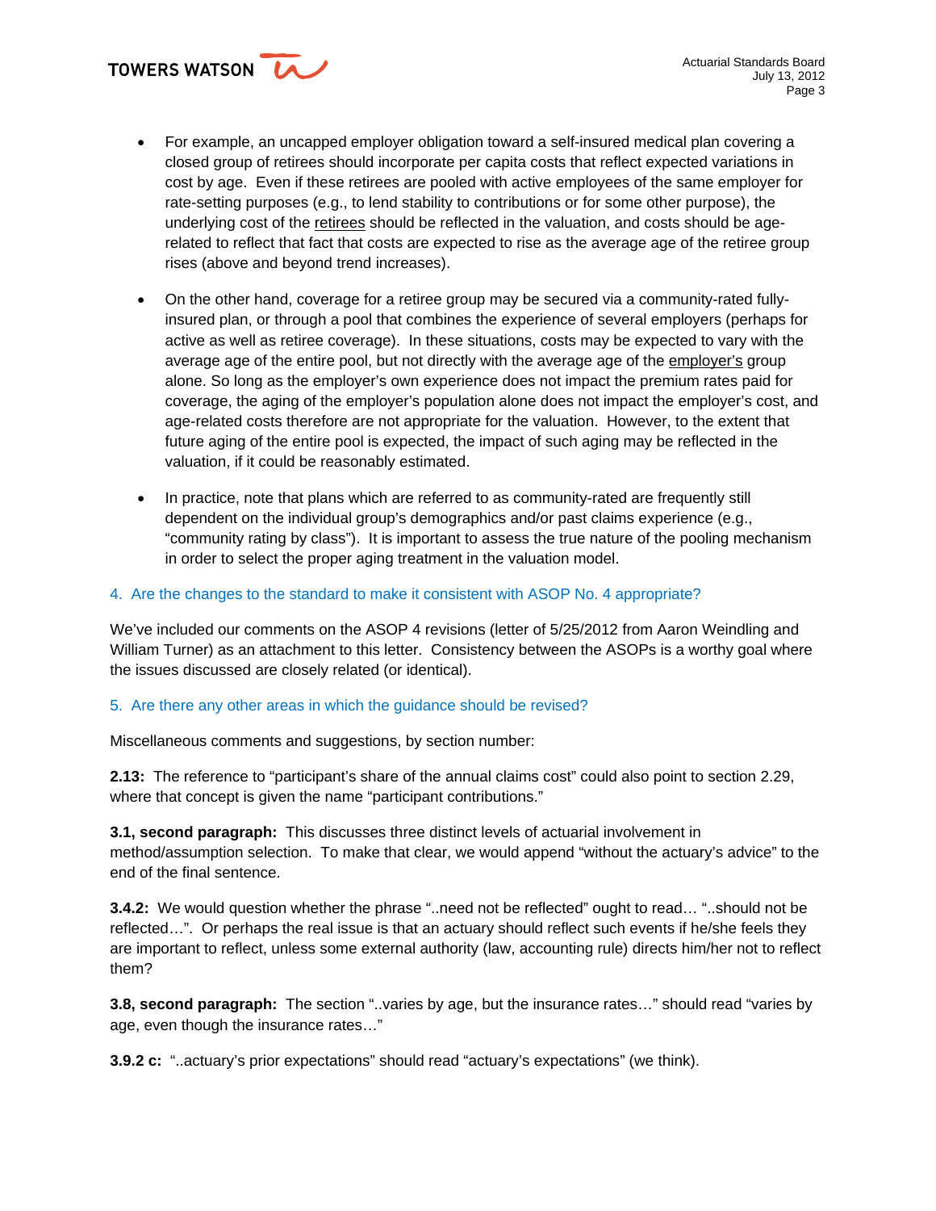- For example, an uncapped employer obligation toward a self-insured medical plan covering a closed group of retirees should incorporate per capita costs that reflect expected variations in cost by age. Even if these retirees are pooled with active employees of the same employer for rate-setting purposes (e.g., to lend stability to contributions or for some other purpose), the underlying cost of the retirees should be reflected in the valuation, and costs should be age-related to reflect that fact that costs are expected to rise as the average age of the retiree group rises (above and beyond trend increases).

- On the other hand, coverage for a retiree group may be secured via a community-rated fully-insured plan, or through a pool that combines the experience of several employers (perhaps for active as well as retiree coverage). In these situations, costs may be expected to vary with the average age of the entire pool, but not directly with the average age of the employer's group alone. So long as the employer's own experience does not impact the premium rates paid for coverage, the aging of the employer's population alone does not impact the employer's cost, and age-related costs therefore are not appropriate for the valuation. However, to the extent that future aging of the entire pool is expected, the impact of such aging may be reflected in the valuation, if it could be reasonably estimated.

- In practice, note that plans which are referred to as community-rated are frequently still dependent on the individual group's demographics and/or past claims experience (e.g., "community rating by class"). It is important to assess the true nature of the pooling mechanism in order to select the proper aging treatment in the valuation model.

### 4. Are the changes to the standard to make it consistent with ASOP No. 4 appropriate?

We've included our comments on the ASOP 4 revisions (letter of 5/25/2012 from Aaron Weindling and William Turner) as an attachment to this letter. Consistency between the ASOPs is a worthy goal where the issues discussed are closely related (or identical).

### 5. Are there any other areas in which the guidance should be revised?

Miscellaneous comments and suggestions, by section number:

**2.13:** The reference to "participant's share of the annual claims cost" could also point to section 2.29, where that concept is given the name "participant contributions."

**3.1, second paragraph:** This discusses three distinct levels of actuarial involvement in method/assumption selection. To make that clear, we would append "without the actuary's advice" to the end of the final sentence.

**3.4.2:** We would question whether the phrase "..need not be reflected" ought to read… "..should not be reflected…". Or perhaps the real issue is that an actuary should reflect such events if he/she feels they are important to reflect, unless some external authority (law, accounting rule) directs him/her not to reflect them?

**3.8, second paragraph:** The section "..varies by age, but the insurance rates…" should read "varies by age, even though the insurance rates…"

**3.9.2 c:** "..actuary's prior expectations" should read "actuary's expectations" (we think).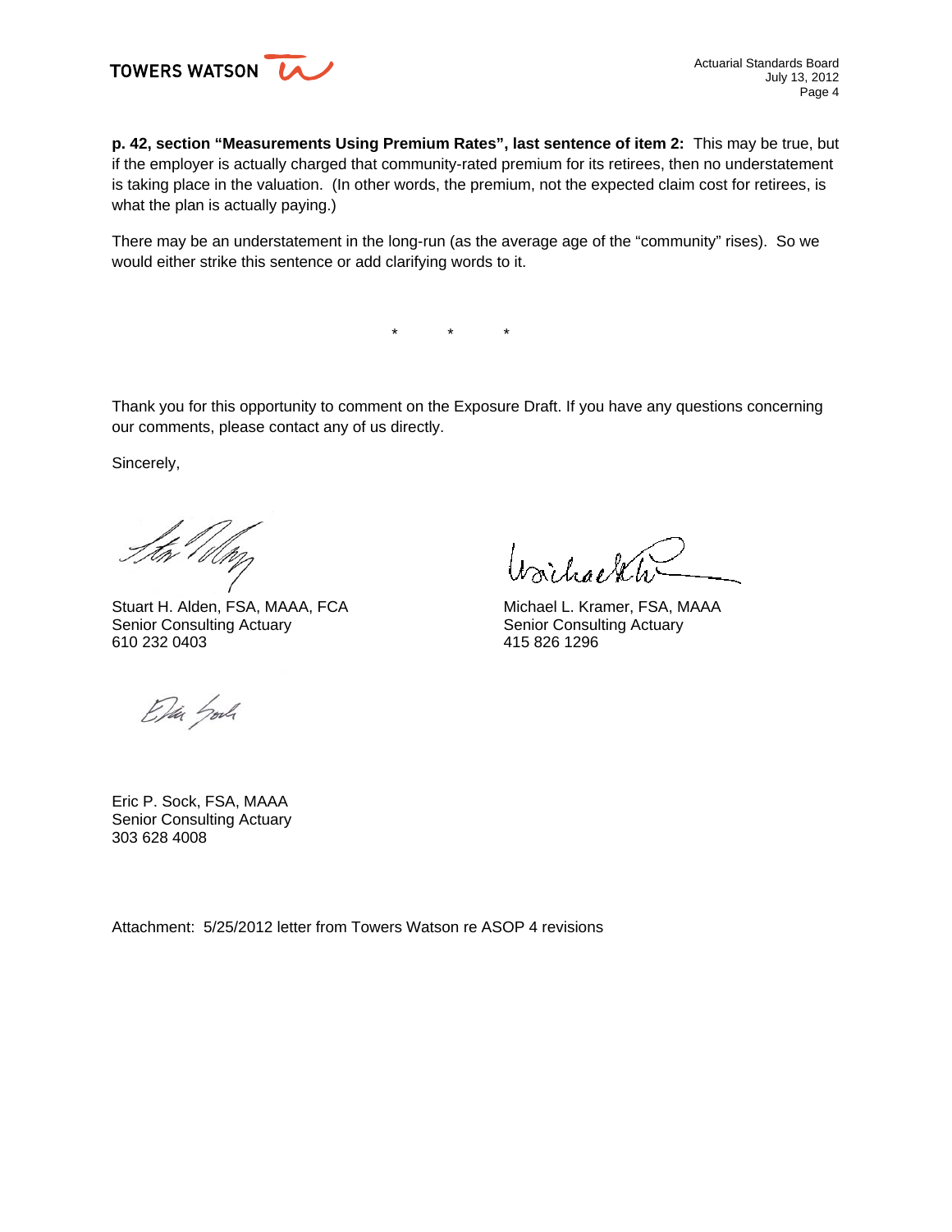**p. 42, section "Measurements Using Premium Rates", last sentence of item 2:** This may be true, but if the employer is actually charged that community-rated premium for its retirees, then no understatement is taking place in the valuation. (In other words, the premium, not the expected claim cost for retirees, is what the plan is actually paying.)

There may be an understatement in the long-run (as the average age of the "community" rises). So we would either strike this sentence or add clarifying words to it.

\* \* \*

Thank you for this opportunity to comment on the Exposure Draft. If you have any questions concerning our comments, please contact any of us directly.

Sincerely,

Stuart H. Alden, FSA, MAAA, FCA
Senior Consulting Actuary
610 232 0403

Michael L. Kramer, FSA, MAAA
Senior Consulting Actuary
415 826 1296

Eric P. Sock, FSA, MAAA
Senior Consulting Actuary
303 628 4008

Attachment: 5/25/2012 letter from Towers Watson re ASOP 4 revisions